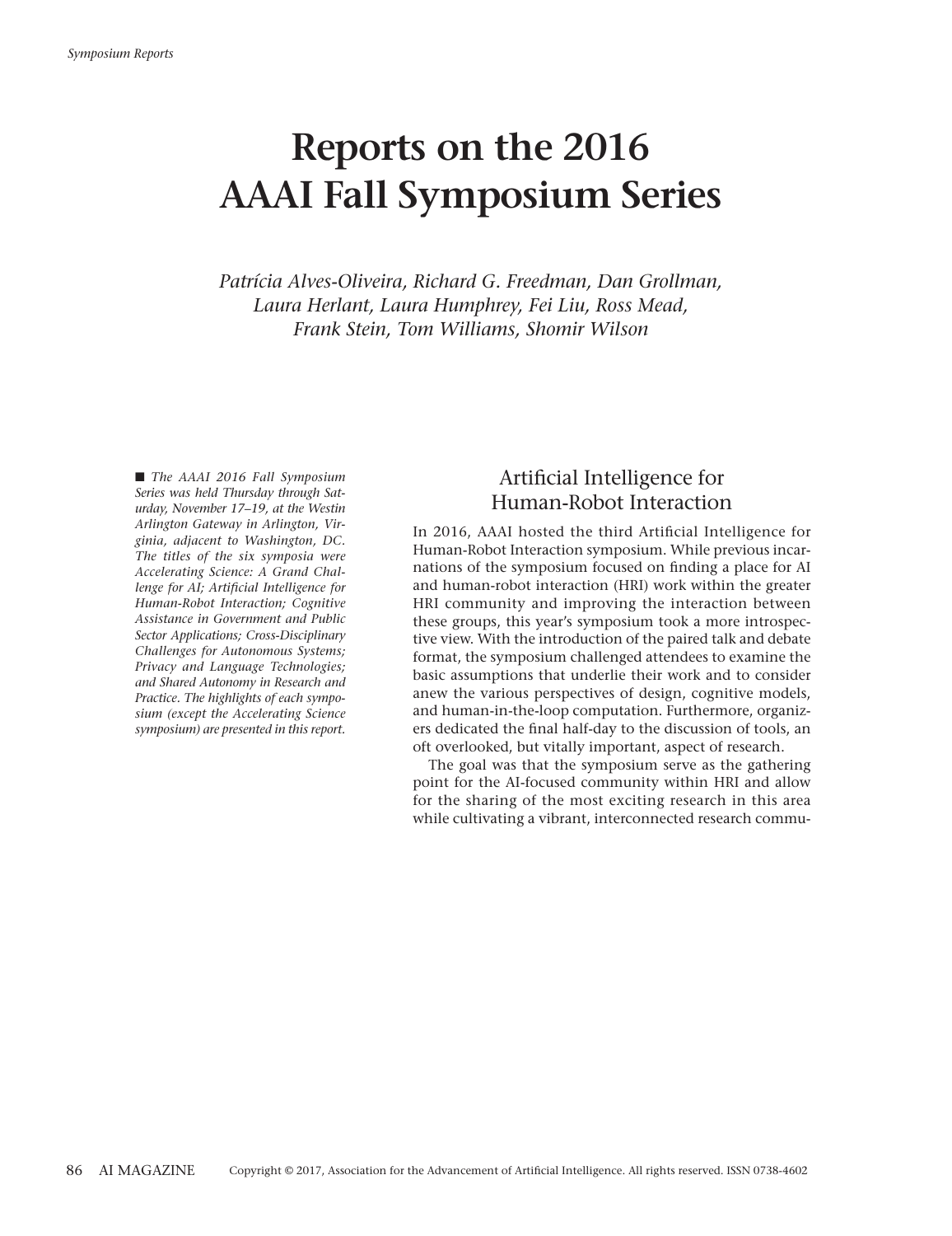# Reports on the 2016 AAAI Fall Symposium Series

*Patrícia Alves-Oliveira, Richard G. Freedman, Dan Grollman, Laura Herlant, Laura Humphrey, Fei Liu, Ross Mead, Frank Stein, Tom Williams, Shomir Wilson*

■ *The AAAI 2016 Fall Symposium Series was held Thursday through Saturday, November 17–19, at the Westin Arlington Gateway in Arlington, Virginia, adjacent to Washington, DC. The titles of the six symposia were Accelerating Science: A Grand Challenge for AI; Artificial Intelligence for Human-Robot Interaction; Cognitive Assistance in Government and Public Sector Applications; Cross-Disciplinary Challenges for Autonomous Systems; Privacy and Language Technologies; and Shared Autonomy in Research and Practice. The highlights of each symposium (except the Accelerating Science symposium) are presented in this report.*

## Artificial Intelligence for Human-Robot Interaction

In 2016, AAAI hosted the third Artificial Intelligence for Human-Robot Interaction symposium. While previous incarnations of the symposium focused on finding a place for AI and human-robot interaction (HRI) work within the greater HRI community and improving the interaction between these groups, this year's symposium took a more introspective view. With the introduction of the paired talk and debate format, the symposium challenged attendees to examine the basic assumptions that underlie their work and to consider anew the various perspectives of design, cognitive models, and human-in-the-loop computation. Furthermore, organizers dedicated the final half-day to the discussion of tools, an oft overlooked, but vitally important, aspect of research.

The goal was that the symposium serve as the gathering point for the AI-focused community within HRI and allow for the sharing of the most exciting research in this area while cultivating a vibrant, interconnected research commu-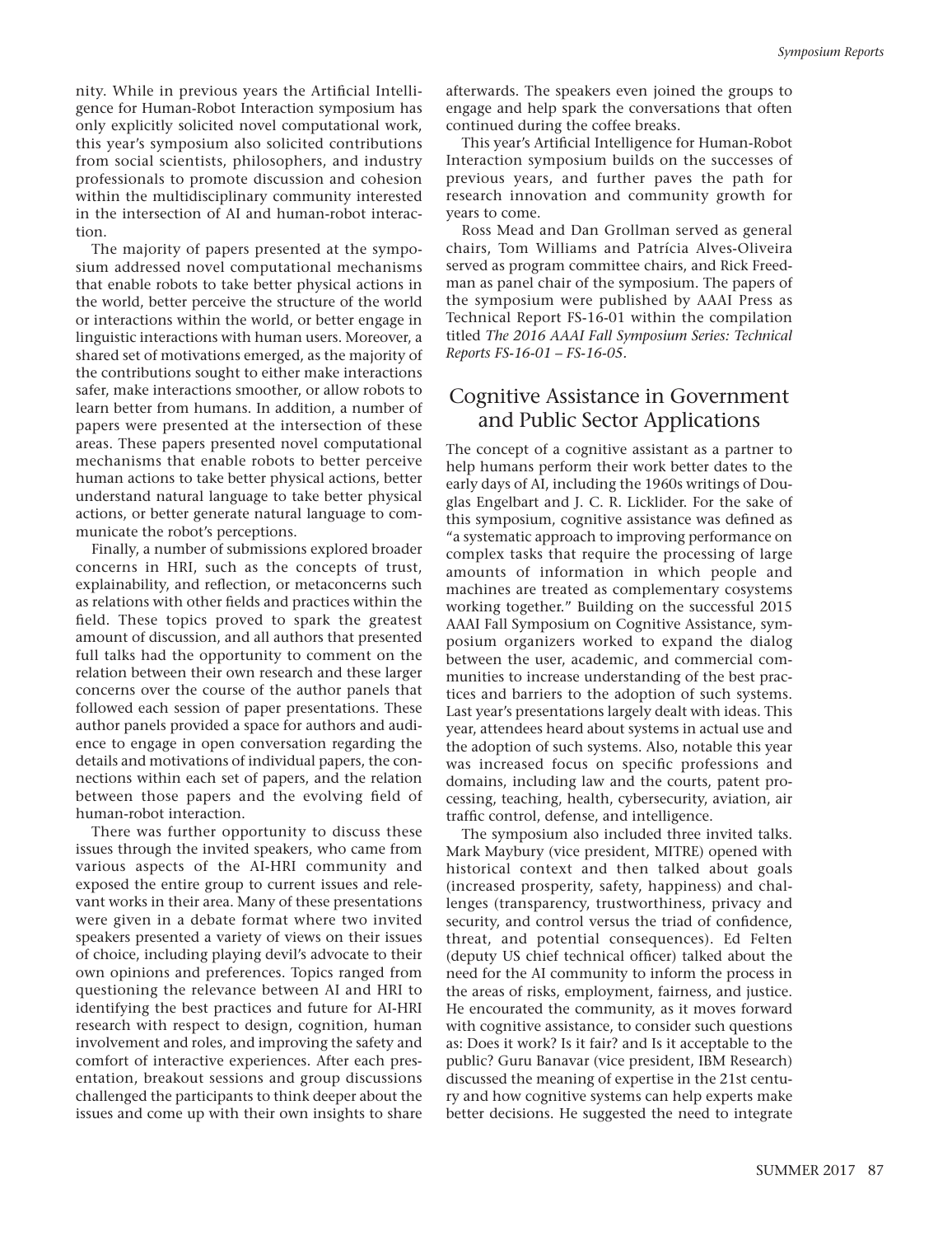nity. While in previous years the Artificial Intelligence for Human-Robot Interaction symposium has only explicitly solicited novel computational work, this year's symposium also solicited contributions from social scientists, philosophers, and industry professionals to promote discussion and cohesion within the multidisciplinary community interested in the intersection of AI and human-robot interaction.

The majority of papers presented at the symposium addressed novel computational mechanisms that enable robots to take better physical actions in the world, better perceive the structure of the world or interactions within the world, or better engage in linguistic interactions with human users. Moreover, a shared set of motivations emerged, as the majority of the contributions sought to either make interactions safer, make interactions smoother, or allow robots to learn better from humans. In addition, a number of papers were presented at the intersection of these areas. These papers presented novel computational mechanisms that enable robots to better perceive human actions to take better physical actions, better understand natural language to take better physical actions, or better generate natural language to communicate the robot's perceptions.

Finally, a number of submissions explored broader concerns in HRI, such as the concepts of trust, explainability, and reflection, or metaconcerns such as relations with other fields and practices within the field. These topics proved to spark the greatest amount of discussion, and all authors that presented full talks had the opportunity to comment on the relation between their own research and these larger concerns over the course of the author panels that followed each session of paper presentations. These author panels provided a space for authors and audience to engage in open conversation regarding the details and motivations of individual papers, the connections within each set of papers, and the relation between those papers and the evolving field of human-robot interaction.

There was further opportunity to discuss these issues through the invited speakers, who came from various aspects of the AI-HRI community and exposed the entire group to current issues and relevant works in their area. Many of these presentations were given in a debate format where two invited speakers presented a variety of views on their issues of choice, including playing devil's advocate to their own opinions and preferences. Topics ranged from questioning the relevance between AI and HRI to identifying the best practices and future for AI-HRI research with respect to design, cognition, human involvement and roles, and improving the safety and comfort of interactive experiences. After each presentation, breakout sessions and group discussions challenged the participants to think deeper about the issues and come up with their own insights to share afterwards. The speakers even joined the groups to engage and help spark the conversations that often continued during the coffee breaks.

This year's Artificial Intelligence for Human-Robot Interaction symposium builds on the successes of previous years, and further paves the path for research innovation and community growth for years to come.

Ross Mead and Dan Grollman served as general chairs, Tom Williams and Patrícia Alves-Oliveira served as program committee chairs, and Rick Freedman as panel chair of the symposium. The papers of the symposium were published by AAAI Press as Technical Report FS-16-01 within the compilation titled *The 2016 AAAI Fall Symposium Series: Technical Reports FS-16-01 – FS-16-05.*

## Cognitive Assistance in Government and Public Sector Applications

The concept of a cognitive assistant as a partner to help humans perform their work better dates to the early days of AI, including the 1960s writings of Douglas Engelbart and J. C. R. Licklider. For the sake of this symposium, cognitive assistance was defined as "a systematic approach to improving performance on complex tasks that require the processing of large amounts of information in which people and machines are treated as complementary cosystems working together." Building on the successful 2015 AAAI Fall Symposium on Cognitive Assistance, symposium organizers worked to expand the dialog between the user, academic, and commercial communities to increase understanding of the best practices and barriers to the adoption of such systems. Last year's presentations largely dealt with ideas. This year, attendees heard about systems in actual use and the adoption of such systems. Also, notable this year was increased focus on specific professions and domains, including law and the courts, patent processing, teaching, health, cybersecurity, aviation, air traffic control, defense, and intelligence.

The symposium also included three invited talks. Mark Maybury (vice president, MITRE) opened with historical context and then talked about goals (increased prosperity, safety, happiness) and challenges (transparency, trustworthiness, privacy and security, and control versus the triad of confidence, threat, and potential consequences). Ed Felten (deputy US chief technical officer) talked about the need for the AI community to inform the process in the areas of risks, employment, fairness, and justice. He encouraged the community, as it moves forward with cognitive assistance, to consider such questions as: Does it work? Is it fair? and Is it acceptable to the public? Guru Banavar (vice president, IBM Research) discussed the meaning of expertise in the 21st century and how cognitive systems can help experts make better decisions. He suggested the need to integrate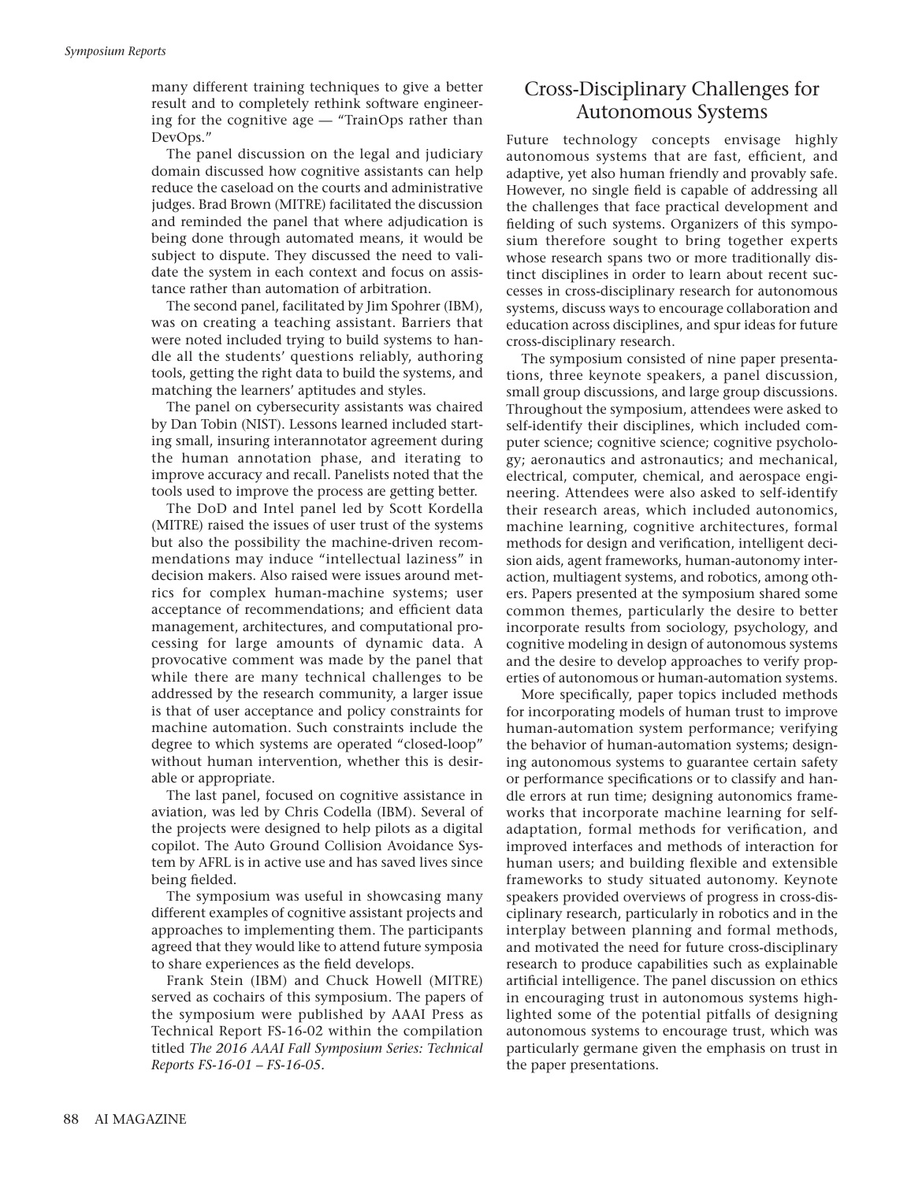many different training techniques to give a better result and to completely rethink software engineering for the cognitive age — "TrainOps rather than DevOps."

The panel discussion on the legal and judiciary domain discussed how cognitive assistants can help reduce the caseload on the courts and administrative judges. Brad Brown (MITRE) facilitated the discussion and reminded the panel that where adjudication is being done through automated means, it would be subject to dispute. They discussed the need to validate the system in each context and focus on assistance rather than automation of arbitration.

The second panel, facilitated by Jim Spohrer (IBM), was on creating a teaching assistant. Barriers that were noted included trying to build systems to handle all the students' questions reliably, authoring tools, getting the right data to build the systems, and matching the learners' aptitudes and styles.

The panel on cybersecurity assistants was chaired by Dan Tobin (NIST). Lessons learned included starting small, insuring interannotator agreement during the human annotation phase, and iterating to improve accuracy and recall. Panelists noted that the tools used to improve the process are getting better.

The DoD and Intel panel led by Scott Kordella (MITRE) raised the issues of user trust of the systems but also the possibility the machine-driven recommendations may induce "intellectual laziness" in decision makers. Also raised were issues around metrics for complex human-machine systems; user acceptance of recommendations; and efficient data management, architectures, and computational processing for large amounts of dynamic data. A provocative comment was made by the panel that while there are many technical challenges to be addressed by the research community, a larger issue is that of user acceptance and policy constraints for machine automation. Such constraints include the degree to which systems are operated "closed-loop" without human intervention, whether this is desirable or appropriate.

The last panel, focused on cognitive assistance in aviation, was led by Chris Codella (IBM). Several of the projects were designed to help pilots as a digital copilot. The Auto Ground Collision Avoidance System by AFRL is in active use and has saved lives since being fielded.

The symposium was useful in showcasing many different examples of cognitive assistant projects and approaches to implementing them. The participants agreed that they would like to attend future symposia to share experiences as the field develops.

Frank Stein (IBM) and Chuck Howell (MITRE) served as cochairs of this symposium. The papers of the symposium were published by AAAI Press as Technical Report FS-16-02 within the compilation titled *The 2016 AAAI Fall Symposium Series: Technical Reports FS-16-01 – FS-16-05*.

## Cross-Disciplinary Challenges for Autonomous Systems

Future technology concepts envisage highly autonomous systems that are fast, efficient, and adaptive, yet also human friendly and provably safe. However, no single field is capable of addressing all the challenges that face practical development and fielding of such systems. Organizers of this symposium therefore sought to bring together experts whose research spans two or more traditionally distinct disciplines in order to learn about recent successes in cross-disciplinary research for autonomous systems, discuss ways to encourage collaboration and education across disciplines, and spur ideas for future cross-disciplinary research.

The symposium consisted of nine paper presentations, three keynote speakers, a panel discussion, small group discussions, and large group discussions. Throughout the symposium, attendees were asked to self-identify their disciplines, which included computer science; cognitive science; cognitive psychology; aeronautics and astronautics; and mechanical, electrical, computer, chemical, and aerospace engineering. Attendees were also asked to self-identify their research areas, which included autonomics, machine learning, cognitive architectures, formal methods for design and verification, intelligent decision aids, agent frameworks, human-autonomy interaction, multiagent systems, and robotics, among others. Papers presented at the symposium shared some common themes, particularly the desire to better incorporate results from sociology, psychology, and cognitive modeling in design of autonomous systems and the desire to develop approaches to verify properties of autonomous or human-automation systems.

More specifically, paper topics included methods for incorporating models of human trust to improve human-automation system performance; verifying the behavior of human-automation systems; designing autonomous systems to guarantee certain safety or performance specifications or to classify and handle errors at run time; designing autonomics frameworks that incorporate machine learning for self-adaptation, formal methods for verification, and improved interfaces and methods of interaction for human users; and building flexible and extensible frameworks to study situated autonomy. Keynote speakers provided overviews of progress in cross-disciplinary research, particularly in robotics and in the interplay between planning and formal methods, and motivated the need for future cross-disciplinary research to produce capabilities such as explainable artificial intelligence. The panel discussion on ethics in encouraging trust in autonomous systems highlighted some of the potential pitfalls of designing autonomous systems to encourage trust, which was particularly germane given the emphasis on trust in the paper presentations.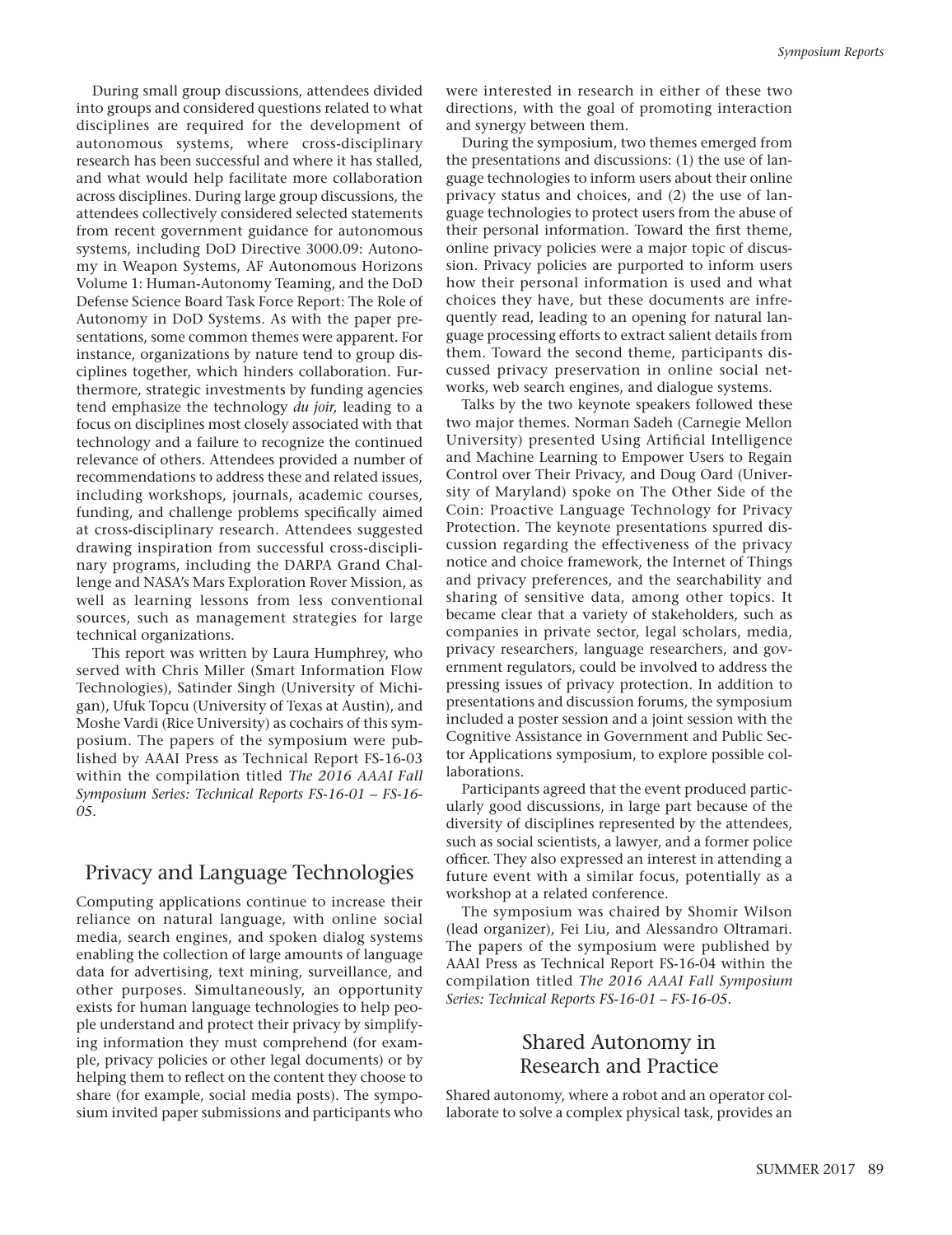During small group discussions, attendees divided into groups and considered questions related to what disciplines are required for the development of autonomous systems, where cross-disciplinary research has been successful and where it has stalled, and what would help facilitate more collaboration across disciplines. During large group discussions, the attendees collectively considered selected statements from recent government guidance for autonomous systems, including DoD Directive 3000.09: Autonomy in Weapon Systems, AF Autonomous Horizons Volume 1: Human-Autonomy Teaming, and the DoD Defense Science Board Task Force Report: The Role of Autonomy in DoD Systems. As with the paper presentations, some common themes were apparent. For instance, organizations by nature tend to group disciplines together, which hinders collaboration. Furthermore, strategic investments by funding agencies tend emphasize the technology *du joir,* leading to a focus on disciplines most closely associated with that technology and a failure to recognize the continued relevance of others. Attendees provided a number of recommendations to address these and related issues, including workshops, journals, academic courses, funding, and challenge problems specifically aimed at cross-disciplinary research. Attendees suggested drawing inspiration from successful cross-disciplinary programs, including the DARPA Grand Challenge and NASA's Mars Exploration Rover Mission, as well as learning lessons from less conventional sources, such as management strategies for large technical organizations.

This report was written by Laura Humphrey, who served with Chris Miller (Smart Information Flow Technologies), Satinder Singh (University of Michigan), Ufuk Topcu (University of Texas at Austin), and Moshe Vardi (Rice University) as cochairs of this symposium. The papers of the symposium were published by AAAI Press as Technical Report FS-16-03 within the compilation titled *The 2016 AAAI Fall Symposium Series: Technical Reports FS-16-01 – FS-16-05*.

## Privacy and Language Technologies

Computing applications continue to increase their reliance on natural language, with online social media, search engines, and spoken dialog systems enabling the collection of large amounts of language data for advertising, text mining, surveillance, and other purposes. Simultaneously, an opportunity exists for human language technologies to help people understand and protect their privacy by simplifying information they must comprehend (for example, privacy policies or other legal documents) or by helping them to reflect on the content they choose to share (for example, social media posts). The symposium invited paper submissions and participants who were interested in research in either of these two directions, with the goal of promoting interaction and synergy between them.

During the symposium, two themes emerged from the presentations and discussions: (1) the use of language technologies to inform users about their online privacy status and choices, and (2) the use of language technologies to protect users from the abuse of their personal information. Toward the first theme, online privacy policies were a major topic of discussion. Privacy policies are purported to inform users how their personal information is used and what choices they have, but these documents are infrequently read, leading to an opening for natural language processing efforts to extract salient details from them. Toward the second theme, participants discussed privacy preservation in online social networks, web search engines, and dialogue systems.

Talks by the two keynote speakers followed these two major themes. Norman Sadeh (Carnegie Mellon University) presented Using Artificial Intelligence and Machine Learning to Empower Users to Regain Control over Their Privacy, and Doug Oard (University of Maryland) spoke on The Other Side of the Coin: Proactive Language Technology for Privacy Protection. The keynote presentations spurred discussion regarding the effectiveness of the privacy notice and choice framework, the Internet of Things and privacy preferences, and the searchability and sharing of sensitive data, among other topics. It became clear that a variety of stakeholders, such as companies in private sector, legal scholars, media, privacy researchers, language researchers, and government regulators, could be involved to address the pressing issues of privacy protection. In addition to presentations and discussion forums, the symposium included a poster session and a joint session with the Cognitive Assistance in Government and Public Sector Applications symposium, to explore possible collaborations.

Participants agreed that the event produced particularly good discussions, in large part because of the diversity of disciplines represented by the attendees, such as social scientists, a lawyer, and a former police officer. They also expressed an interest in attending a future event with a similar focus, potentially as a workshop at a related conference.

The symposium was chaired by Shomir Wilson (lead organizer), Fei Liu, and Alessandro Oltramari. The papers of the symposium were published by AAAI Press as Technical Report FS-16-04 within the compilation titled *The 2016 AAAI Fall Symposium Series: Technical Reports FS-16-01 – FS-16-05.*

## Shared Autonomy in Research and Practice

Shared autonomy, where a robot and an operator collaborate to solve a complex physical task, provides an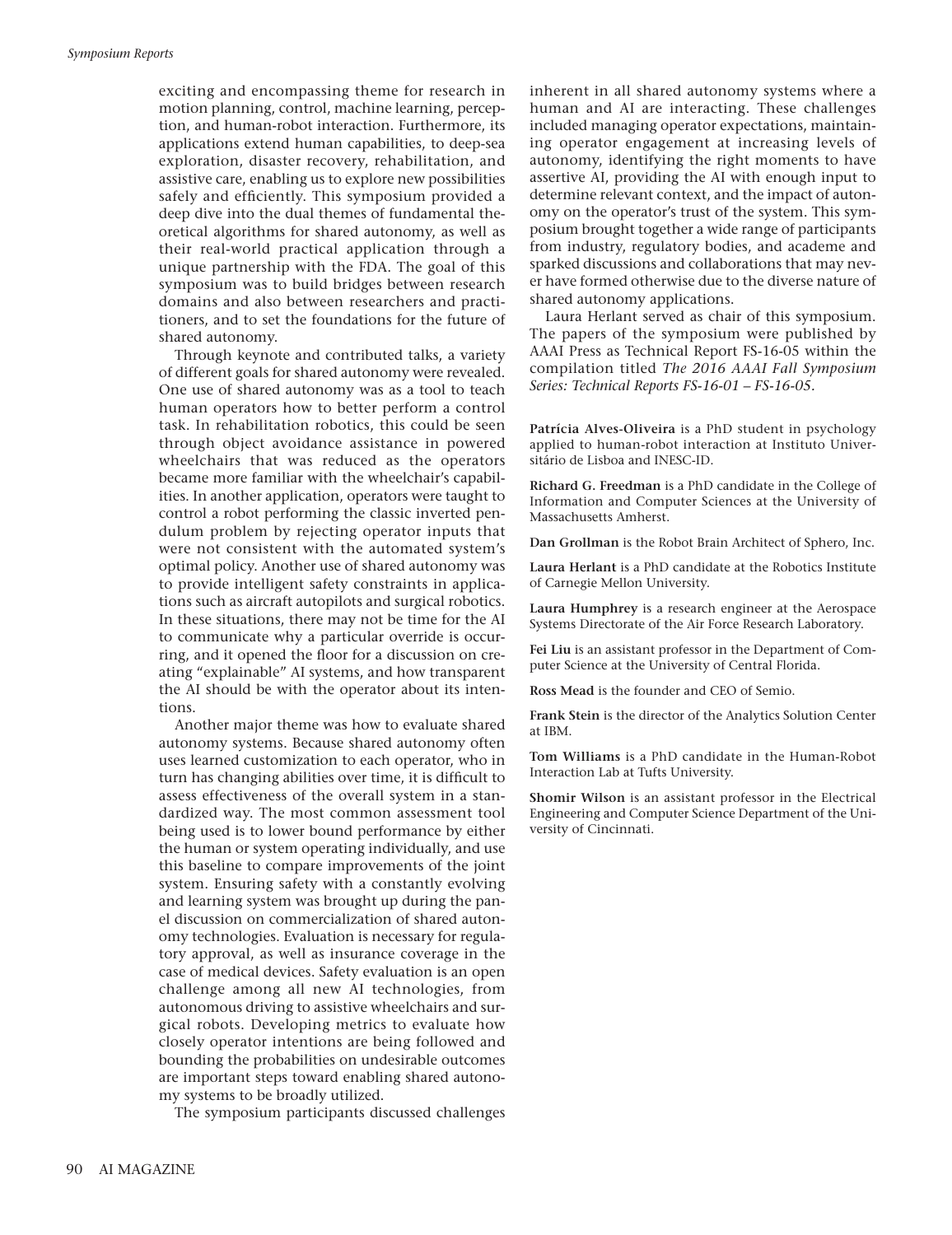exciting and encompassing theme for research in motion planning, control, machine learning, perception, and human-robot interaction. Furthermore, its applications extend human capabilities, to deep-sea exploration, disaster recovery, rehabilitation, and assistive care, enabling us to explore new possibilities safely and efficiently. This symposium provided a deep dive into the dual themes of fundamental theoretical algorithms for shared autonomy, as well as their real-world practical application through a unique partnership with the FDA. The goal of this symposium was to build bridges between research domains and also between researchers and practitioners, and to set the foundations for the future of shared autonomy.

Through keynote and contributed talks, a variety of different goals for shared autonomy were revealed. One use of shared autonomy was as a tool to teach human operators how to better perform a control task. In rehabilitation robotics, this could be seen through object avoidance assistance in powered wheelchairs that was reduced as the operators became more familiar with the wheelchair's capabilities. In another application, operators were taught to control a robot performing the classic inverted pendulum problem by rejecting operator inputs that were not consistent with the automated system's optimal policy. Another use of shared autonomy was to provide intelligent safety constraints in applications such as aircraft autopilots and surgical robotics. In these situations, there may not be time for the AI to communicate why a particular override is occurring, and it opened the floor for a discussion on creating "explainable" AI systems, and how transparent the AI should be with the operator about its intentions.

Another major theme was how to evaluate shared autonomy systems. Because shared autonomy often uses learned customization to each operator, who in turn has changing abilities over time, it is difficult to assess effectiveness of the overall system in a standardized way. The most common assessment tool being used is to lower bound performance by either the human or system operating individually, and use this baseline to compare improvements of the joint system. Ensuring safety with a constantly evolving and learning system was brought up during the panel discussion on commercialization of shared autonomy technologies. Evaluation is necessary for regulatory approval, as well as insurance coverage in the case of medical devices. Safety evaluation is an open challenge among all new AI technologies, from autonomous driving to assistive wheelchairs and surgical robots. Developing metrics to evaluate how closely operator intentions are being followed and bounding the probabilities on undesirable outcomes are important steps toward enabling shared autonomy systems to be broadly utilized.

The symposium participants discussed challenges inherent in all shared autonomy systems where a human and AI are interacting. These challenges included managing operator expectations, maintaining operator engagement at increasing levels of autonomy, identifying the right moments to have assertive AI, providing the AI with enough input to determine relevant context, and the impact of autonomy on the operator's trust of the system. This symposium brought together a wide range of participants from industry, regulatory bodies, and academe and sparked discussions and collaborations that may never have formed otherwise due to the diverse nature of shared autonomy applications.

Laura Herlant served as chair of this symposium. The papers of the symposium were published by AAAI Press as Technical Report FS-16-05 within the compilation titled *The 2016 AAAI Fall Symposium Series: Technical Reports FS-16-01 – FS-16-05.*

**Patrícia Alves-Oliveira** is a PhD student in psychology applied to human-robot interaction at Instituto Universitário de Lisboa and INESC-ID.

**Richard G. Freedman** is a PhD candidate in the College of Information and Computer Sciences at the University of Massachusetts Amherst.

**Dan Grollman** is the Robot Brain Architect of Sphero, Inc.

**Laura Herlant** is a PhD candidate at the Robotics Institute of Carnegie Mellon University.

**Laura Humphrey** is a research engineer at the Aerospace Systems Directorate of the Air Force Research Laboratory.

**Fei Liu** is an assistant professor in the Department of Computer Science at the University of Central Florida.

**Ross Mead** is the founder and CEO of Semio.

**Frank Stein** is the director of the Analytics Solution Center at IBM.

**Tom Williams** is a PhD candidate in the Human-Robot Interaction Lab at Tufts University.

**Shomir Wilson** is an assistant professor in the Electrical Engineering and Computer Science Department of the University of Cincinnati.